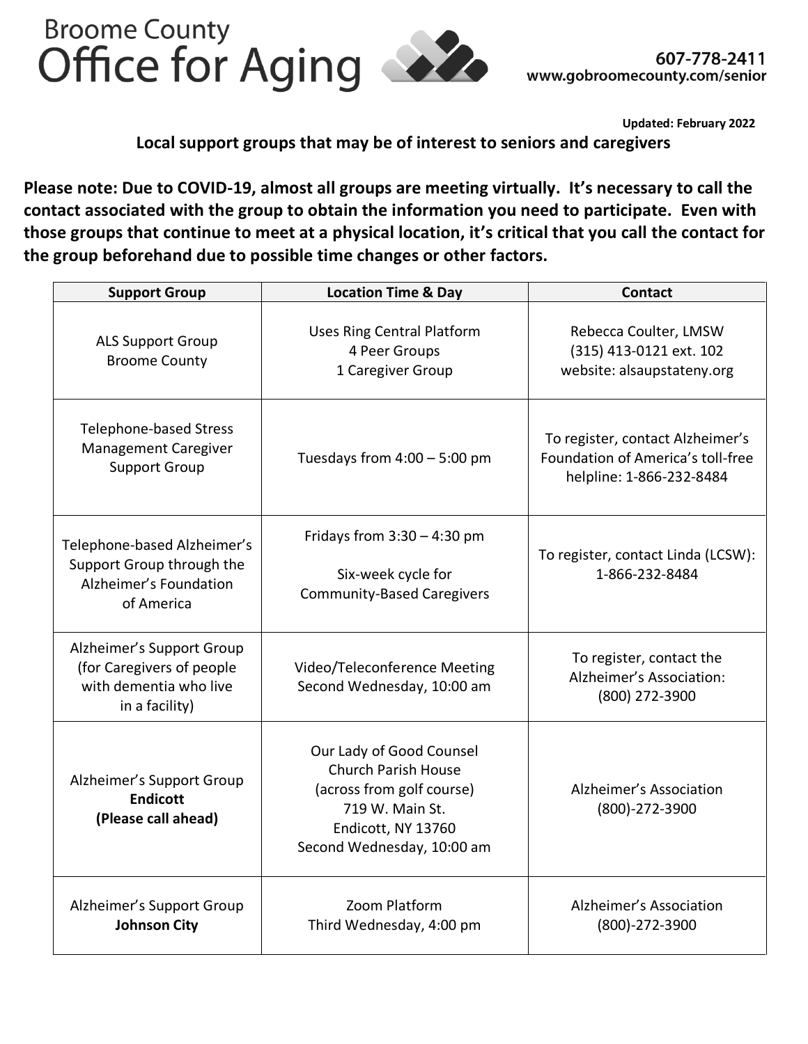# Broome County Office for Aging

607-778-2411
www.gobroomecounty.com/senior

**Updated: February 2022**

**Local support groups that may be of interest to seniors and caregivers**

**Please note: Due to COVID-19, almost all groups are meeting virtually. It's necessary to call the contact associated with the group to obtain the information you need to participate. Even with those groups that continue to meet at a physical location, it's critical that you call the contact for the group beforehand due to possible time changes or other factors.**

| Support Group | Location Time & Day | Contact |
|---|---|---|
| ALS Support Group Broome County | Uses Ring Central Platform<br>4 Peer Groups<br>1 Caregiver Group | Rebecca Coulter, LMSW<br>(315) 413-0121 ext. 102<br>website: alsaupstateny.org |
| Telephone-based Stress Management Caregiver Support Group | Tuesdays from 4:00 – 5:00 pm | To register, contact Alzheimer's Foundation of America's toll-free helpline: 1-866-232-8484 |
| Telephone-based Alzheimer's Support Group through the Alzheimer's Foundation of America | Fridays from 3:30 – 4:30 pm<br><br>Six-week cycle for Community-Based Caregivers | To register, contact Linda (LCSW): 1-866-232-8484 |
| Alzheimer's Support Group (for Caregivers of people with dementia who live in a facility) | Video/Teleconference Meeting<br>Second Wednesday, 10:00 am | To register, contact the Alzheimer's Association: (800) 272-3900 |
| Alzheimer's Support Group **Endicott** **(Please call ahead)** | Our Lady of Good Counsel Church Parish House<br>(across from golf course)<br>719 W. Main St.<br>Endicott, NY 13760<br>Second Wednesday, 10:00 am | Alzheimer's Association<br>(800)-272-3900 |
| Alzheimer's Support Group **Johnson City** | Zoom Platform<br>Third Wednesday, 4:00 pm | Alzheimer's Association<br>(800)-272-3900 |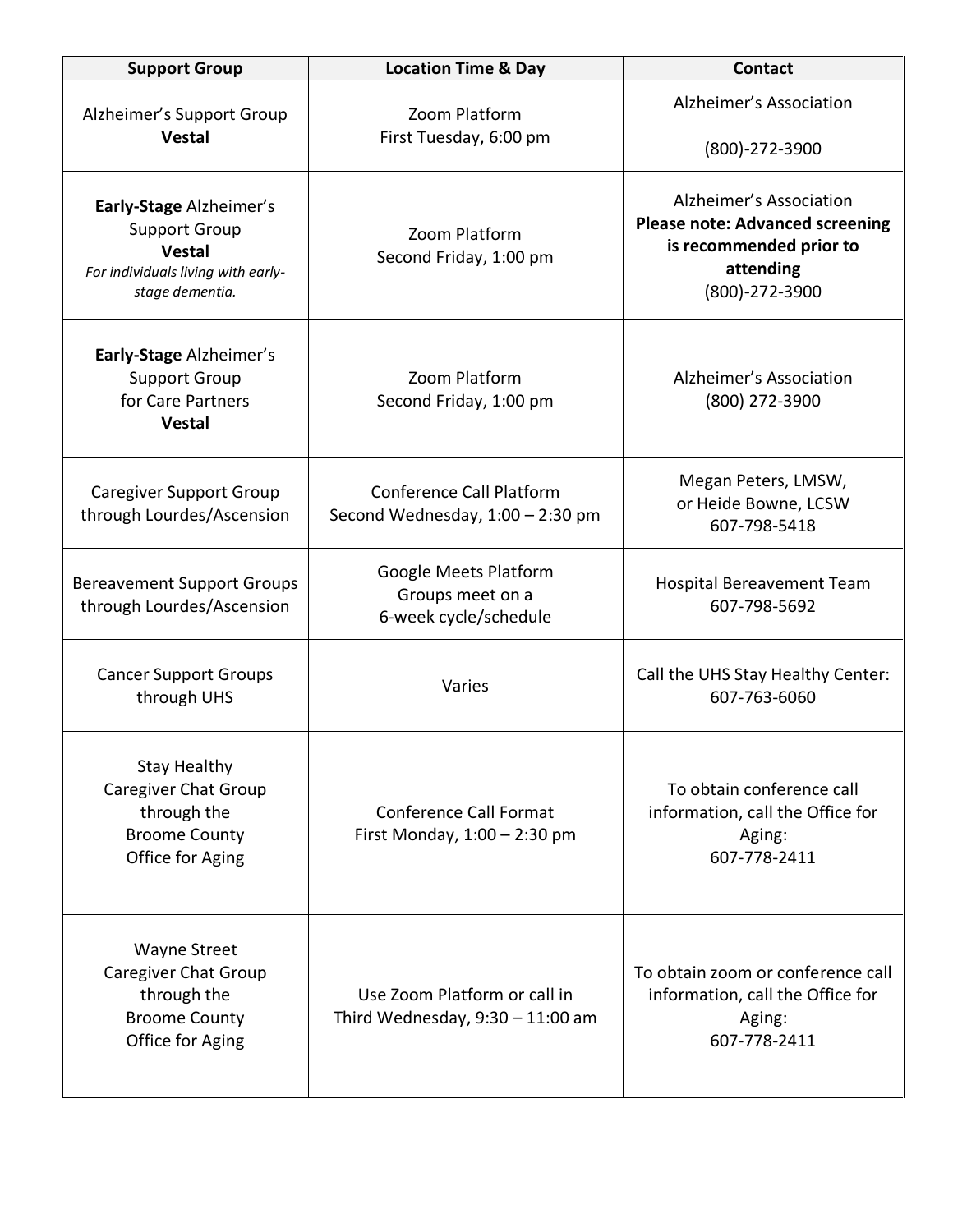| Support Group | Location Time & Day | Contact |
|---|---|---|
| Alzheimer's Support Group **Vestal** | Zoom Platform First Tuesday, 6:00 pm | Alzheimer's Association (800)-272-3900 |
| **Early-Stage** Alzheimer's Support Group **Vestal** *For individuals living with early-stage dementia.* | Zoom Platform Second Friday, 1:00 pm | Alzheimer's Association **Please note: Advanced screening is recommended prior to attending** (800)-272-3900 |
| **Early-Stage** Alzheimer's Support Group for Care Partners **Vestal** | Zoom Platform Second Friday, 1:00 pm | Alzheimer's Association (800) 272-3900 |
| Caregiver Support Group through Lourdes/Ascension | Conference Call Platform Second Wednesday, 1:00 – 2:30 pm | Megan Peters, LMSW, or Heide Bowne, LCSW 607-798-5418 |
| Bereavement Support Groups through Lourdes/Ascension | Google Meets Platform Groups meet on a 6-week cycle/schedule | Hospital Bereavement Team 607-798-5692 |
| Cancer Support Groups through UHS | Varies | Call the UHS Stay Healthy Center: 607-763-6060 |
| Stay Healthy Caregiver Chat Group through the Broome County Office for Aging | Conference Call Format First Monday, 1:00 – 2:30 pm | To obtain conference call information, call the Office for Aging: 607-778-2411 |
| Wayne Street Caregiver Chat Group through the Broome County Office for Aging | Use Zoom Platform or call in Third Wednesday, 9:30 – 11:00 am | To obtain zoom or conference call information, call the Office for Aging: 607-778-2411 |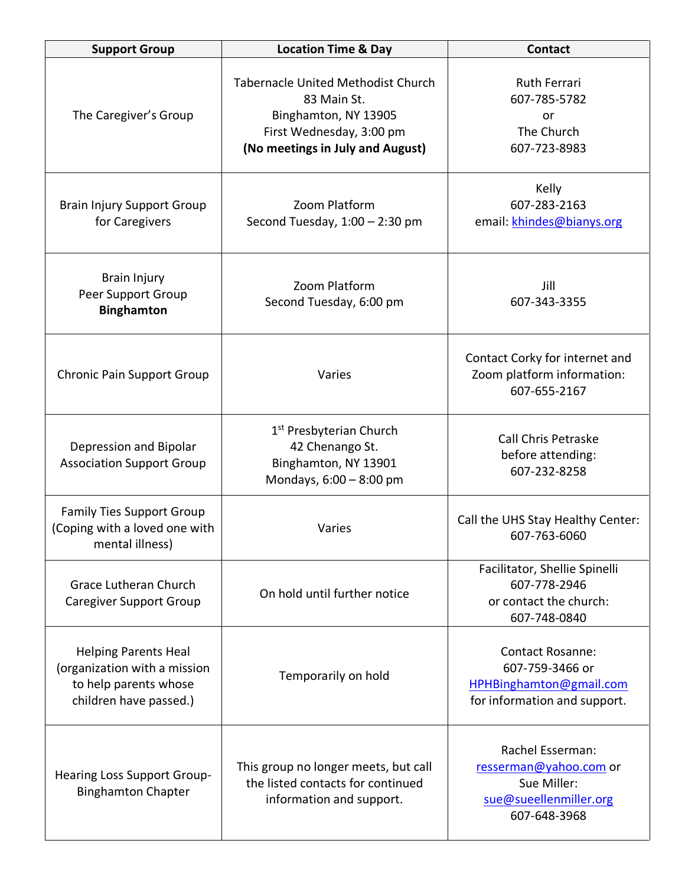| Support Group | Location Time & Day | Contact |
|---|---|---|
| The Caregiver's Group | Tabernacle United Methodist Church<br>83 Main St.<br>Binghamton, NY 13905<br>First Wednesday, 3:00 pm<br>**(No meetings in July and August)** | Ruth Ferrari<br>607-785-5782<br>or<br>The Church<br>607-723-8983 |
| Brain Injury Support Group for Caregivers | Zoom Platform<br>Second Tuesday, 1:00 – 2:30 pm | Kelly<br>607-283-2163<br>email: khindes@bianys.org |
| Brain Injury<br>Peer Support Group<br>**Binghamton** | Zoom Platform<br>Second Tuesday, 6:00 pm | Jill<br>607-343-3355 |
| Chronic Pain Support Group | Varies | Contact Corky for internet and Zoom platform information:<br>607-655-2167 |
| Depression and Bipolar Association Support Group | 1st Presbyterian Church<br>42 Chenango St.<br>Binghamton, NY 13901<br>Mondays, 6:00 – 8:00 pm | Call Chris Petraske before attending:<br>607-232-8258 |
| Family Ties Support Group (Coping with a loved one with mental illness) | Varies | Call the UHS Stay Healthy Center:<br>607-763-6060 |
| Grace Lutheran Church Caregiver Support Group | On hold until further notice | Facilitator, Shellie Spinelli<br>607-778-2946<br>or contact the church:<br>607-748-0840 |
| Helping Parents Heal (organization with a mission to help parents whose children have passed.) | Temporarily on hold | Contact Rosanne:<br>607-759-3466 or<br>HPHBinghamton@gmail.com<br>for information and support. |
| Hearing Loss Support Group-Binghamton Chapter | This group no longer meets, but call the listed contacts for continued information and support. | Rachel Esserman:<br>resserman@yahoo.com or<br>Sue Miller:<br>sue@sueellenmiller.org<br>607-648-3968 |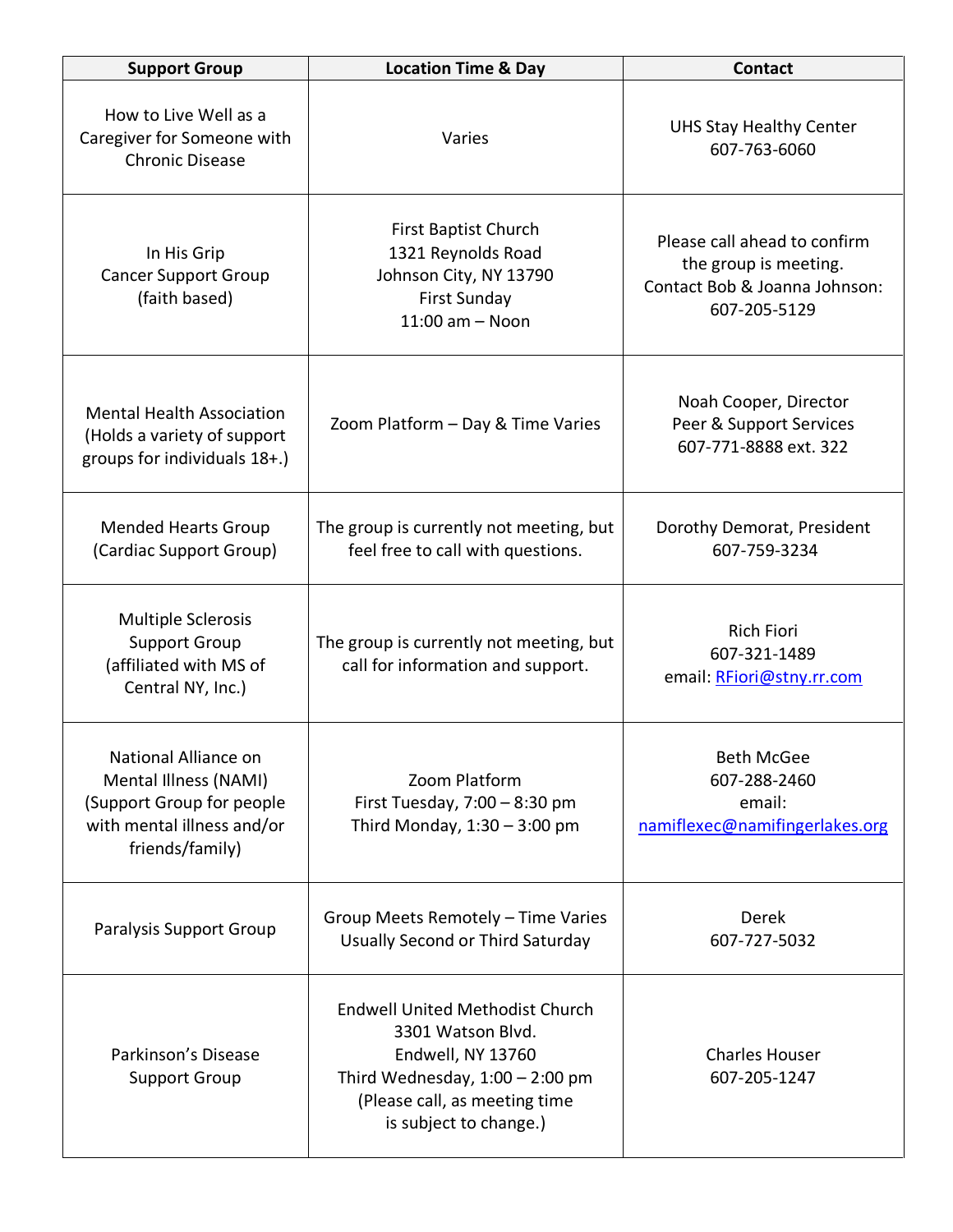| Support Group | Location Time & Day | Contact |
|---|---|---|
| How to Live Well as a Caregiver for Someone with Chronic Disease | Varies | UHS Stay Healthy Center<br>607-763-6060 |
| In His Grip<br>Cancer Support Group<br>(faith based) | First Baptist Church<br>1321 Reynolds Road<br>Johnson City, NY 13790<br>First Sunday<br>11:00 am – Noon | Please call ahead to confirm the group is meeting.<br>Contact Bob & Joanna Johnson:<br>607-205-5129 |
| Mental Health Association<br>(Holds a variety of support groups for individuals 18+.) | Zoom Platform – Day & Time Varies | Noah Cooper, Director<br>Peer & Support Services<br>607-771-8888 ext. 322 |
| Mended Hearts Group<br>(Cardiac Support Group) | The group is currently not meeting, but feel free to call with questions. | Dorothy Demorat, President<br>607-759-3234 |
| Multiple Sclerosis Support Group<br>(affiliated with MS of Central NY, Inc.) | The group is currently not meeting, but call for information and support. | Rich Fiori<br>607-321-1489<br>email: RFiori@stny.rr.com |
| National Alliance on Mental Illness (NAMI)<br>(Support Group for people with mental illness and/or friends/family) | Zoom Platform<br>First Tuesday, 7:00 – 8:30 pm<br>Third Monday, 1:30 – 3:00 pm | Beth McGee<br>607-288-2460<br>email:<br>namiflexec@namifingerlakes.org |
| Paralysis Support Group | Group Meets Remotely – Time Varies<br>Usually Second or Third Saturday | Derek<br>607-727-5032 |
| Parkinson's Disease Support Group | Endwell United Methodist Church<br>3301 Watson Blvd.<br>Endwell, NY 13760<br>Third Wednesday, 1:00 – 2:00 pm<br>(Please call, as meeting time is subject to change.) | Charles Houser<br>607-205-1247 |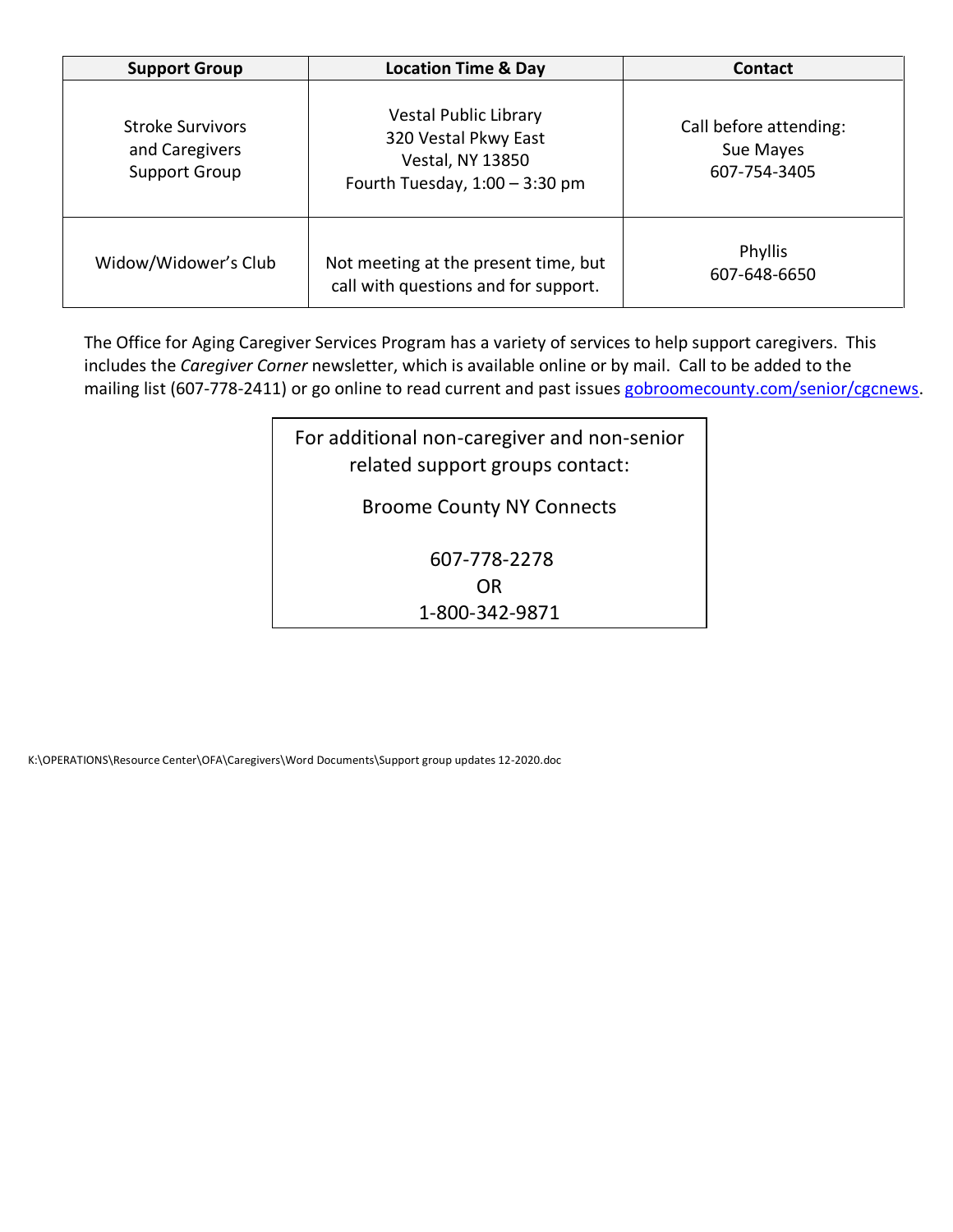| Support Group | Location Time & Day | Contact |
|---|---|---|
| Stroke Survivors and Caregivers Support Group | Vestal Public Library<br>320 Vestal Pkwy East<br>Vestal, NY 13850<br>Fourth Tuesday, 1:00 – 3:30 pm | Call before attending:<br>Sue Mayes<br>607-754-3405 |
| Widow/Widower's Club | Not meeting at the present time, but call with questions and for support. | Phyllis<br>607-648-6650 |

The Office for Aging Caregiver Services Program has a variety of services to help support caregivers. This includes the *Caregiver Corner* newsletter, which is available online or by mail. Call to be added to the mailing list (607-778-2411) or go online to read current and past issues [gobroomecounty.com/senior/cgcnews](gobroomecounty.com/senior/cgcnews).

For additional non-caregiver and non-senior related support groups contact:

Broome County NY Connects

607-778-2278

OR

1-800-342-9871

K:\OPERATIONS\Resource Center\OFA\Caregivers\Word Documents\Support group updates 12-2020.doc